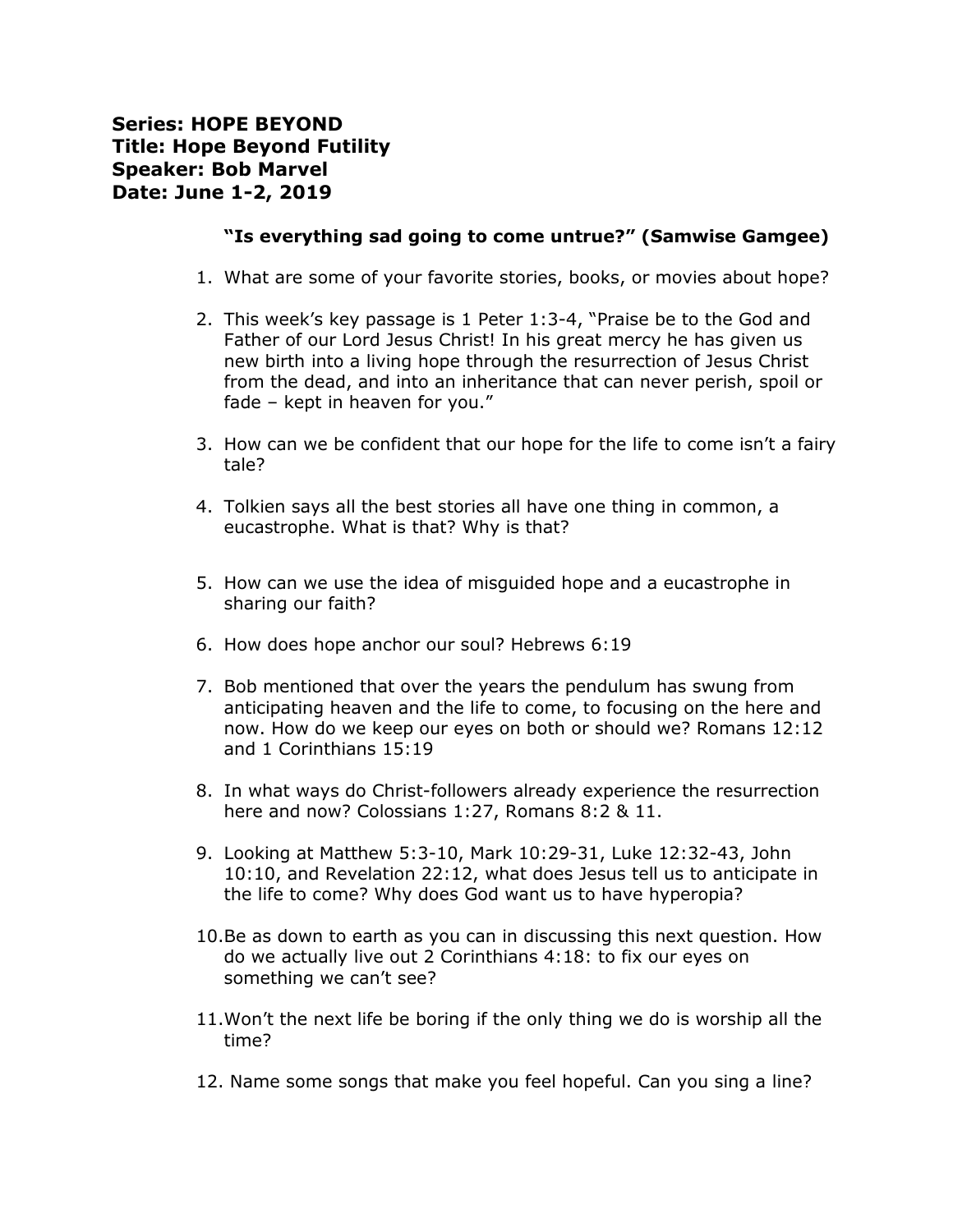**Series: HOPE BEYOND**
**Title: Hope Beyond Futility**
**Speaker: Bob Marvel**
**Date: June 1-2, 2019**

**"Is everything sad going to come untrue?" (Samwise Gamgee)**

1. What are some of your favorite stories, books, or movies about hope?

2. This week's key passage is 1 Peter 1:3-4, "Praise be to the God and Father of our Lord Jesus Christ! In his great mercy he has given us new birth into a living hope through the resurrection of Jesus Christ from the dead, and into an inheritance that can never perish, spoil or fade – kept in heaven for you."

3. How can we be confident that our hope for the life to come isn't a fairy tale?

4. Tolkien says all the best stories all have one thing in common, a eucastrophe. What is that? Why is that?

5. How can we use the idea of misguided hope and a eucastrophe in sharing our faith?

6. How does hope anchor our soul? Hebrews 6:19

7. Bob mentioned that over the years the pendulum has swung from anticipating heaven and the life to come, to focusing on the here and now. How do we keep our eyes on both or should we? Romans 12:12 and 1 Corinthians 15:19

8. In what ways do Christ-followers already experience the resurrection here and now? Colossians 1:27, Romans 8:2 & 11.

9. Looking at Matthew 5:3-10, Mark 10:29-31, Luke 12:32-43, John 10:10, and Revelation 22:12, what does Jesus tell us to anticipate in the life to come? Why does God want us to have hyperopia?

10. Be as down to earth as you can in discussing this next question. How do we actually live out 2 Corinthians 4:18: to fix our eyes on something we can't see?

11. Won't the next life be boring if the only thing we do is worship all the time?

12. Name some songs that make you feel hopeful. Can you sing a line?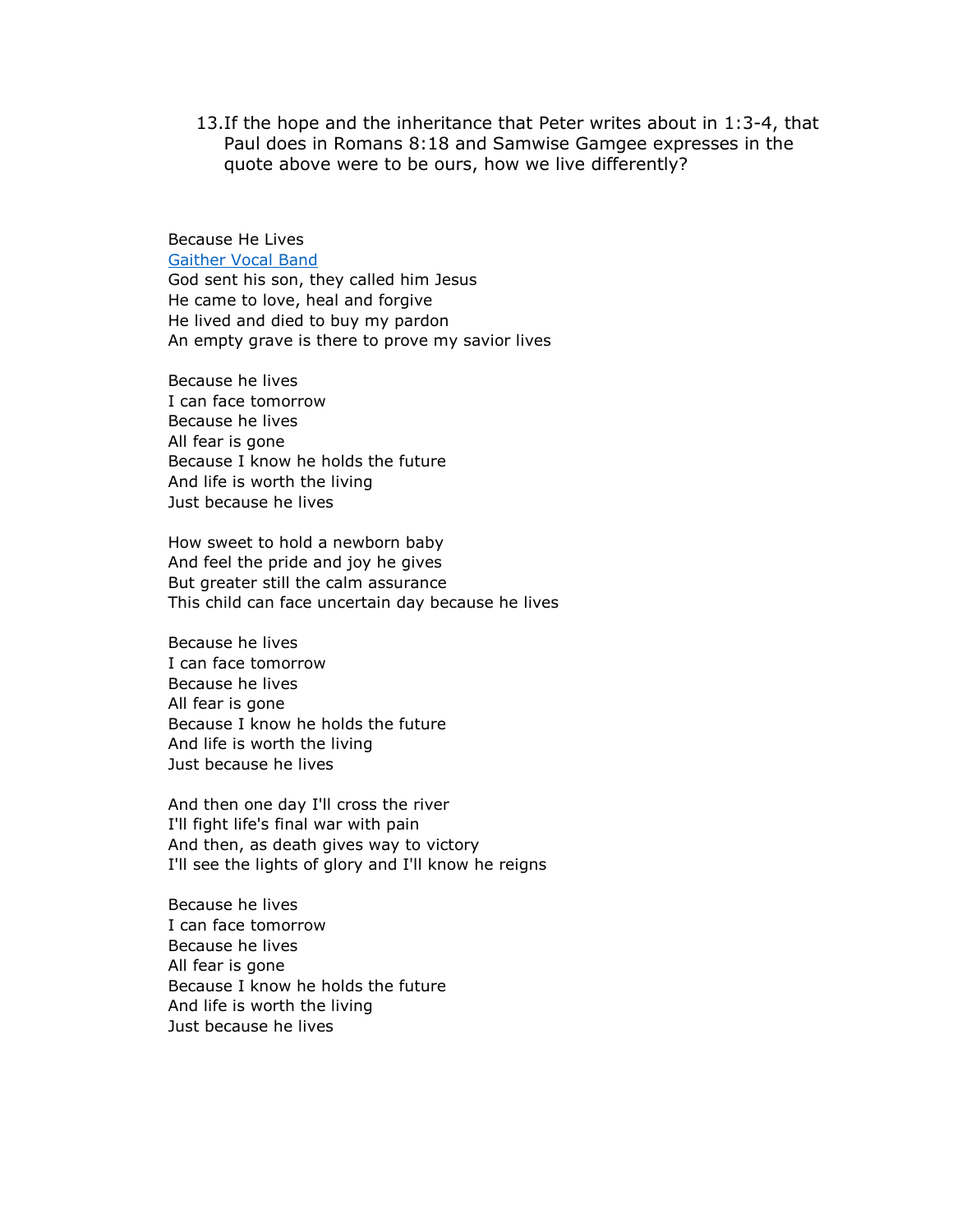13. If the hope and the inheritance that Peter writes about in 1:3-4, that Paul does in Romans 8:18 and Samwise Gamgee expresses in the quote above were to be ours, how we live differently?

Because He Lives
Gaither Vocal Band
God sent his son, they called him Jesus
He came to love, heal and forgive
He lived and died to buy my pardon
An empty grave is there to prove my savior lives

Because he lives
I can face tomorrow
Because he lives
All fear is gone
Because I know he holds the future
And life is worth the living
Just because he lives

How sweet to hold a newborn baby
And feel the pride and joy he gives
But greater still the calm assurance
This child can face uncertain day because he lives

Because he lives
I can face tomorrow
Because he lives
All fear is gone
Because I know he holds the future
And life is worth the living
Just because he lives

And then one day I'll cross the river
I'll fight life's final war with pain
And then, as death gives way to victory
I'll see the lights of glory and I'll know he reigns

Because he lives
I can face tomorrow
Because he lives
All fear is gone
Because I know he holds the future
And life is worth the living
Just because he lives